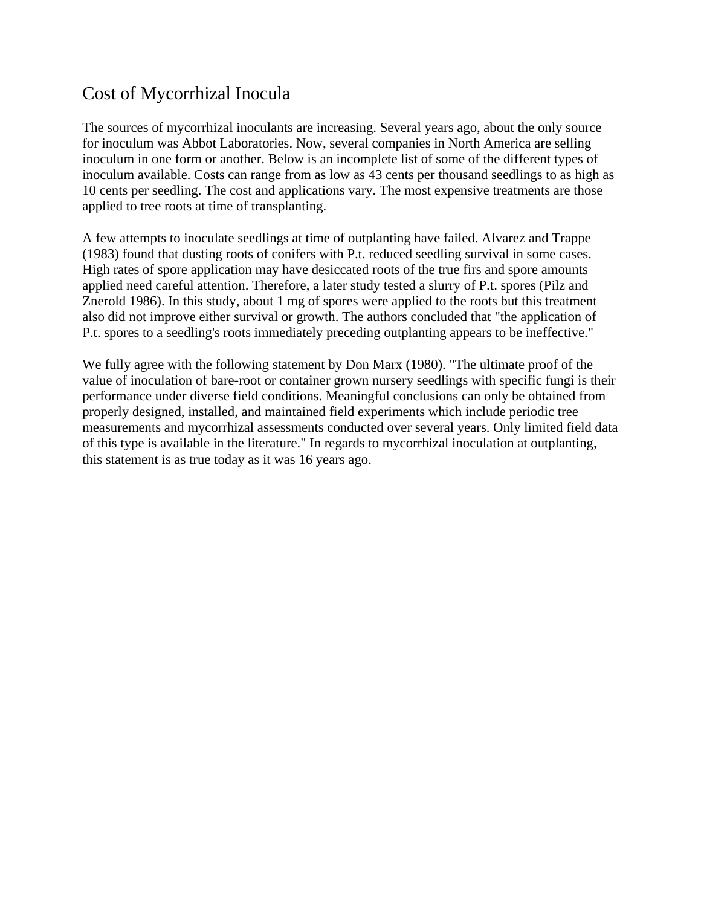## Cost of Mycorrhizal Inocula

The sources of mycorrhizal inoculants are increasing. Several years ago, about the only source for inoculum was Abbot Laboratories. Now, several companies in North America are selling inoculum in one form or another. Below is an incomplete list of some of the different types of inoculum available. Costs can range from as low as 43 cents per thousand seedlings to as high as 10 cents per seedling. The cost and applications vary. The most expensive treatments are those applied to tree roots at time of transplanting.

A few attempts to inoculate seedlings at time of outplanting have failed. Alvarez and Trappe (1983) found that dusting roots of conifers with P.t. reduced seedling survival in some cases. High rates of spore application may have desiccated roots of the true firs and spore amounts applied need careful attention. Therefore, a later study tested a slurry of P.t. spores (Pilz and Znerold 1986). In this study, about 1 mg of spores were applied to the roots but this treatment also did not improve either survival or growth. The authors concluded that "the application of P.t. spores to a seedling's roots immediately preceding outplanting appears to be ineffective."

We fully agree with the following statement by Don Marx (1980). "The ultimate proof of the value of inoculation of bare-root or container grown nursery seedlings with specific fungi is their performance under diverse field conditions. Meaningful conclusions can only be obtained from properly designed, installed, and maintained field experiments which include periodic tree measurements and mycorrhizal assessments conducted over several years. Only limited field data of this type is available in the literature." In regards to mycorrhizal inoculation at outplanting, this statement is as true today as it was 16 years ago.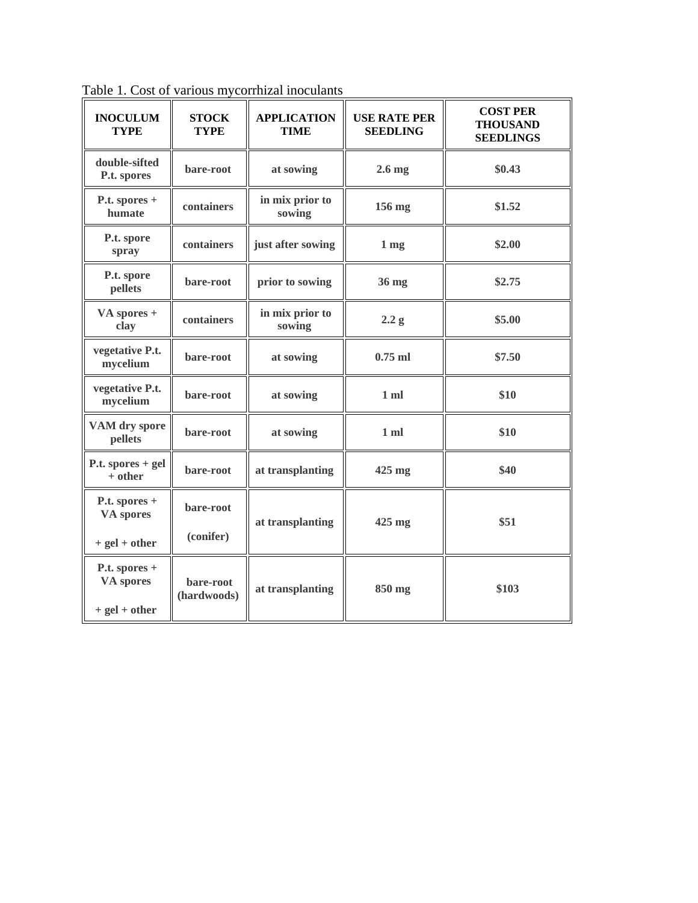Table 1. Cost of various mycorrhizal inoculants

| INOCULUM TYPE | STOCK TYPE | APPLICATION TIME | USE RATE PER SEEDLING | COST PER THOUSAND SEEDLINGS |
|---|---|---|---|---|
| double-sifted P.t. spores | bare-root | at sowing | 2.6 mg | $0.43 |
| P.t. spores + humate | containers | in mix prior to sowing | 156 mg | $1.52 |
| P.t. spore spray | containers | just after sowing | 1 mg | $2.00 |
| P.t. spore pellets | bare-root | prior to sowing | 36 mg | $2.75 |
| VA spores + clay | containers | in mix prior to sowing | 2.2 g | $5.00 |
| vegetative P.t. mycelium | bare-root | at sowing | 0.75 ml | $7.50 |
| vegetative P.t. mycelium | bare-root | at sowing | 1 ml | $10 |
| VAM dry spore pellets | bare-root | at sowing | 1 ml | $10 |
| P.t. spores + gel + other | bare-root | at transplanting | 425 mg | $40 |
| P.t. spores + VA spores + gel + other | bare-root (conifer) | at transplanting | 425 mg | $51 |
| P.t. spores + VA spores + gel + other | bare-root (hardwoods) | at transplanting | 850 mg | $103 |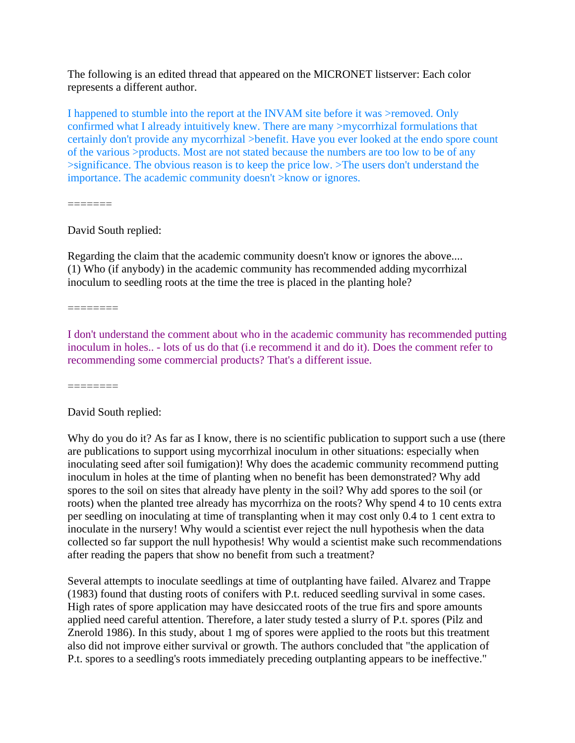The following is an edited thread that appeared on the MICRONET listserver: Each color represents a different author.

I happened to stumble into the report at the INVAM site before it was >removed. Only confirmed what I already intuitively knew. There are many >mycorrhizal formulations that certainly don't provide any mycorrhizal >benefit. Have you ever looked at the endo spore count of the various >products. Most are not stated because the numbers are too low to be of any >significance. The obvious reason is to keep the price low. >The users don't understand the importance. The academic community doesn't >know or ignores.

=======

David South replied:

Regarding the claim that the academic community doesn't know or ignores the above....
(1) Who (if anybody) in the academic community has recommended adding mycorrhizal inoculum to seedling roots at the time the tree is placed in the planting hole?

========

I don't understand the comment about who in the academic community has recommended putting inoculum in holes.. - lots of us do that (i.e recommend it and do it). Does the comment refer to recommending some commercial products? That's a different issue.

========

David South replied:

Why do you do it? As far as I know, there is no scientific publication to support such a use (there are publications to support using mycorrhizal inoculum in other situations: especially when inoculating seed after soil fumigation)! Why does the academic community recommend putting inoculum in holes at the time of planting when no benefit has been demonstrated? Why add spores to the soil on sites that already have plenty in the soil? Why add spores to the soil (or roots) when the planted tree already has mycorrhiza on the roots? Why spend 4 to 10 cents extra per seedling on inoculating at time of transplanting when it may cost only 0.4 to 1 cent extra to inoculate in the nursery! Why would a scientist ever reject the null hypothesis when the data collected so far support the null hypothesis! Why would a scientist make such recommendations after reading the papers that show no benefit from such a treatment?

Several attempts to inoculate seedlings at time of outplanting have failed. Alvarez and Trappe (1983) found that dusting roots of conifers with P.t. reduced seedling survival in some cases. High rates of spore application may have desiccated roots of the true firs and spore amounts applied need careful attention. Therefore, a later study tested a slurry of P.t. spores (Pilz and Znerold 1986). In this study, about 1 mg of spores were applied to the roots but this treatment also did not improve either survival or growth. The authors concluded that "the application of P.t. spores to a seedling's roots immediately preceding outplanting appears to be ineffective."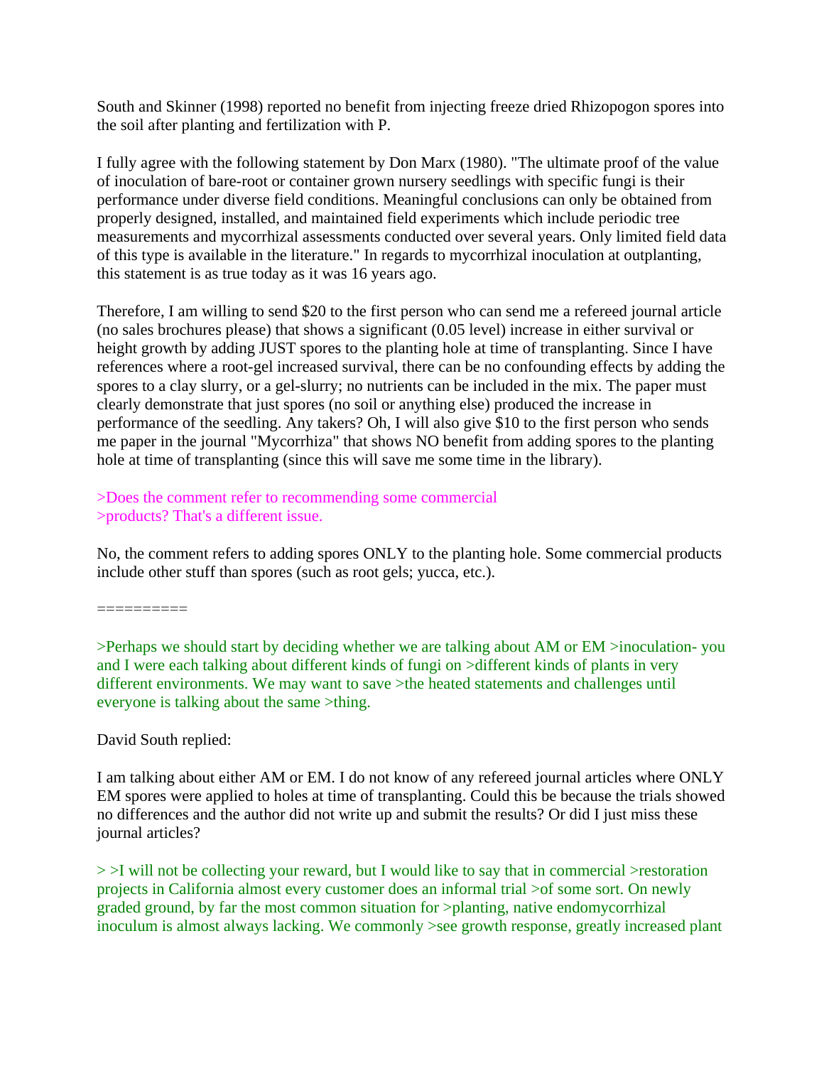South and Skinner (1998) reported no benefit from injecting freeze dried Rhizopogon spores into the soil after planting and fertilization with P.

I fully agree with the following statement by Don Marx (1980). "The ultimate proof of the value of inoculation of bare-root or container grown nursery seedlings with specific fungi is their performance under diverse field conditions. Meaningful conclusions can only be obtained from properly designed, installed, and maintained field experiments which include periodic tree measurements and mycorrhizal assessments conducted over several years. Only limited field data of this type is available in the literature." In regards to mycorrhizal inoculation at outplanting, this statement is as true today as it was 16 years ago.

Therefore, I am willing to send $20 to the first person who can send me a refereed journal article (no sales brochures please) that shows a significant (0.05 level) increase in either survival or height growth by adding JUST spores to the planting hole at time of transplanting. Since I have references where a root-gel increased survival, there can be no confounding effects by adding the spores to a clay slurry, or a gel-slurry; no nutrients can be included in the mix. The paper must clearly demonstrate that just spores (no soil or anything else) produced the increase in performance of the seedling. Any takers? Oh, I will also give $10 to the first person who sends me paper in the journal "Mycorrhiza" that shows NO benefit from adding spores to the planting hole at time of transplanting (since this will save me some time in the library).

>Does the comment refer to recommending some commercial
>products? That's a different issue.

No, the comment refers to adding spores ONLY to the planting hole. Some commercial products include other stuff than spores (such as root gels; yucca, etc.).

==========

>Perhaps we should start by deciding whether we are talking about AM or EM >inoculation- you and I were each talking about different kinds of fungi on >different kinds of plants in very different environments. We may want to save >the heated statements and challenges until everyone is talking about the same >thing.

David South replied:

I am talking about either AM or EM. I do not know of any refereed journal articles where ONLY EM spores were applied to holes at time of transplanting. Could this be because the trials showed no differences and the author did not write up and submit the results? Or did I just miss these journal articles?

> >I will not be collecting your reward, but I would like to say that in commercial >restoration projects in California almost every customer does an informal trial >of some sort. On newly graded ground, by far the most common situation for >planting, native endomycorrhizal inoculum is almost always lacking. We commonly >see growth response, greatly increased plant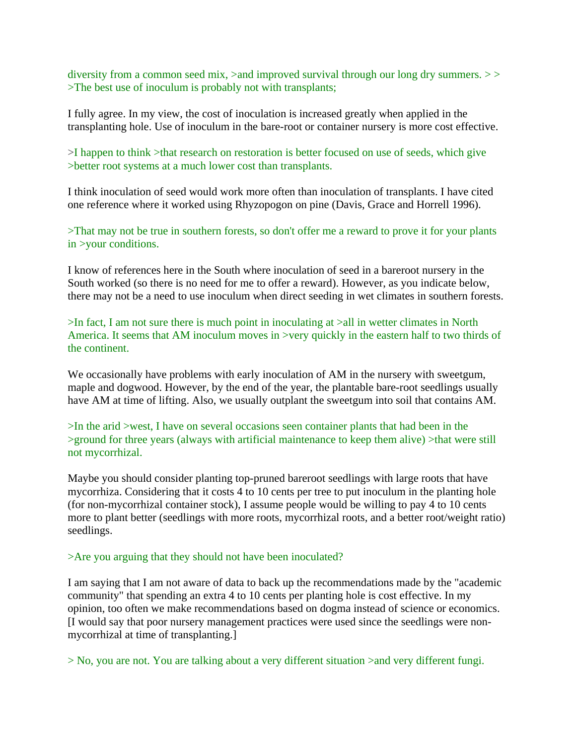diversity from a common seed mix, >and improved survival through our long dry summers. > > >The best use of inoculum is probably not with transplants;

I fully agree. In my view, the cost of inoculation is increased greatly when applied in the transplanting hole. Use of inoculum in the bare-root or container nursery is more cost effective.

>I happen to think >that research on restoration is better focused on use of seeds, which give >better root systems at a much lower cost than transplants.

I think inoculation of seed would work more often than inoculation of transplants. I have cited one reference where it worked using Rhyzopogon on pine (Davis, Grace and Horrell 1996).

>That may not be true in southern forests, so don't offer me a reward to prove it for your plants in >your conditions.

I know of references here in the South where inoculation of seed in a bareroot nursery in the South worked (so there is no need for me to offer a reward). However, as you indicate below, there may not be a need to use inoculum when direct seeding in wet climates in southern forests.

>In fact, I am not sure there is much point in inoculating at >all in wetter climates in North America. It seems that AM inoculum moves in >very quickly in the eastern half to two thirds of the continent.

We occasionally have problems with early inoculation of AM in the nursery with sweetgum, maple and dogwood. However, by the end of the year, the plantable bare-root seedlings usually have AM at time of lifting. Also, we usually outplant the sweetgum into soil that contains AM.

>In the arid >west, I have on several occasions seen container plants that had been in the >ground for three years (always with artificial maintenance to keep them alive) >that were still not mycorrhizal.

Maybe you should consider planting top-pruned bareroot seedlings with large roots that have mycorrhiza. Considering that it costs 4 to 10 cents per tree to put inoculum in the planting hole (for non-mycorrhizal container stock), I assume people would be willing to pay 4 to 10 cents more to plant better (seedlings with more roots, mycorrhizal roots, and a better root/weight ratio) seedlings.

>Are you arguing that they should not have been inoculated?

I am saying that I am not aware of data to back up the recommendations made by the "academic community" that spending an extra 4 to 10 cents per planting hole is cost effective. In my opinion, too often we make recommendations based on dogma instead of science or economics. [I would say that poor nursery management practices were used since the seedlings were non-mycorrhizal at time of transplanting.]

> No, you are not. You are talking about a very different situation >and very different fungi.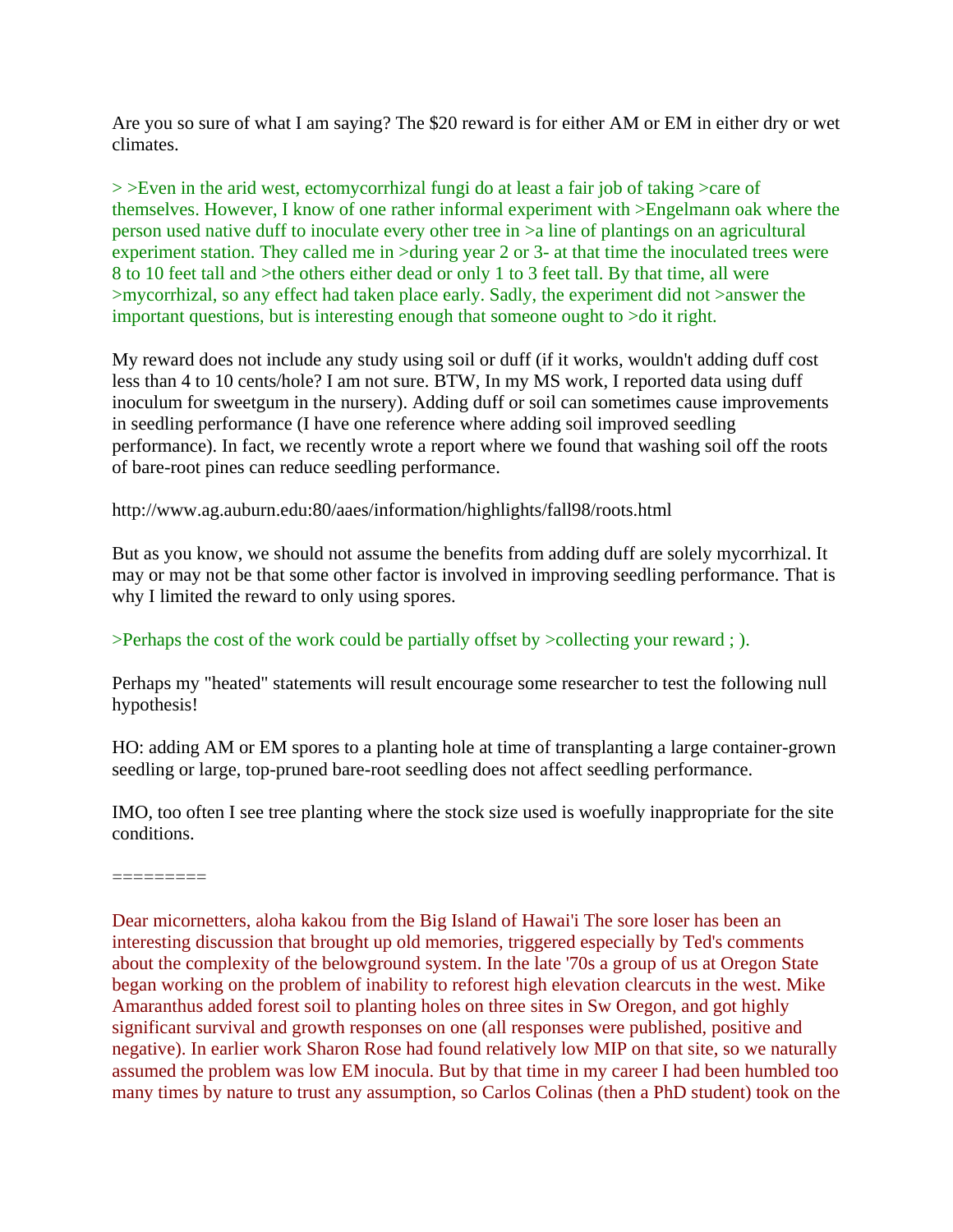Are you so sure of what I am saying? The $20 reward is for either AM or EM in either dry or wet climates.

> >Even in the arid west, ectomycorrhizal fungi do at least a fair job of taking >care of themselves. However, I know of one rather informal experiment with >Engelmann oak where the person used native duff to inoculate every other tree in >a line of plantings on an agricultural experiment station. They called me in >during year 2 or 3- at that time the inoculated trees were 8 to 10 feet tall and >the others either dead or only 1 to 3 feet tall. By that time, all were >mycorrhizal, so any effect had taken place early. Sadly, the experiment did not >answer the important questions, but is interesting enough that someone ought to >do it right.

My reward does not include any study using soil or duff (if it works, wouldn't adding duff cost less than 4 to 10 cents/hole? I am not sure. BTW, In my MS work, I reported data using duff inoculum for sweetgum in the nursery). Adding duff or soil can sometimes cause improvements in seedling performance (I have one reference where adding soil improved seedling performance). In fact, we recently wrote a report where we found that washing soil off the roots of bare-root pines can reduce seedling performance.

http://www.ag.auburn.edu:80/aaes/information/highlights/fall98/roots.html

But as you know, we should not assume the benefits from adding duff are solely mycorrhizal. It may or may not be that some other factor is involved in improving seedling performance. That is why I limited the reward to only using spores.

>Perhaps the cost of the work could be partially offset by >collecting your reward ; ).

Perhaps my "heated" statements will result encourage some researcher to test the following null hypothesis!

HO: adding AM or EM spores to a planting hole at time of transplanting a large container-grown seedling or large, top-pruned bare-root seedling does not affect seedling performance.

IMO, too often I see tree planting where the stock size used is woefully inappropriate for the site conditions.

=========

Dear micornetters, aloha kakou from the Big Island of Hawai'i The sore loser has been an interesting discussion that brought up old memories, triggered especially by Ted's comments about the complexity of the belowground system. In the late '70s a group of us at Oregon State began working on the problem of inability to reforest high elevation clearcuts in the west. Mike Amaranthus added forest soil to planting holes on three sites in Sw Oregon, and got highly significant survival and growth responses on one (all responses were published, positive and negative). In earlier work Sharon Rose had found relatively low MIP on that site, so we naturally assumed the problem was low EM inocula. But by that time in my career I had been humbled too many times by nature to trust any assumption, so Carlos Colinas (then a PhD student) took on the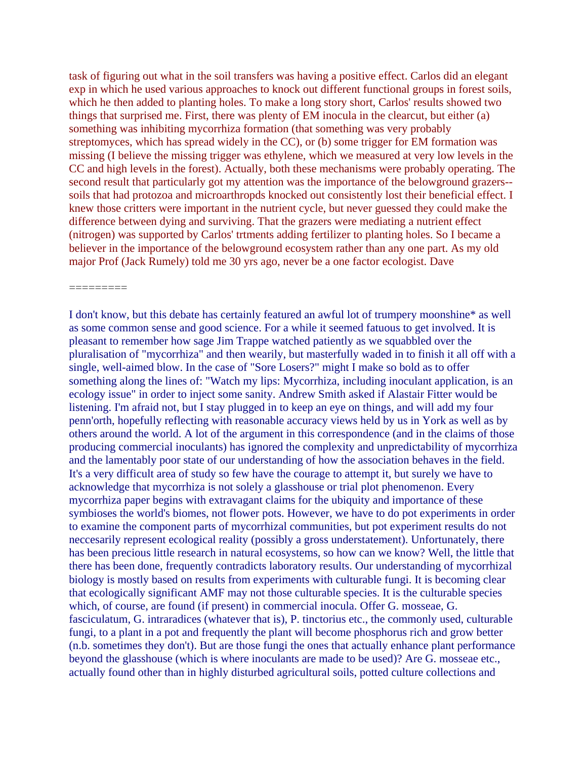task of figuring out what in the soil transfers was having a positive effect. Carlos did an elegant exp in which he used various approaches to knock out different functional groups in forest soils, which he then added to planting holes. To make a long story short, Carlos' results showed two things that surprised me. First, there was plenty of EM inocula in the clearcut, but either (a) something was inhibiting mycorrhiza formation (that something was very probably streptomyces, which has spread widely in the CC), or (b) some trigger for EM formation was missing (I believe the missing trigger was ethylene, which we measured at very low levels in the CC and high levels in the forest). Actually, both these mechanisms were probably operating. The second result that particularly got my attention was the importance of the belowground grazers--soils that had protozoa and microarthropds knocked out consistently lost their beneficial effect. I knew those critters were important in the nutrient cycle, but never guessed they could make the difference between dying and surviving. That the grazers were mediating a nutrient effect (nitrogen) was supported by Carlos' trtments adding fertilizer to planting holes. So I became a believer in the importance of the belowground ecosystem rather than any one part. As my old major Prof (Jack Rumely) told me 30 yrs ago, never be a one factor ecologist. Dave

=========

I don't know, but this debate has certainly featured an awful lot of trumpery moonshine* as well as some common sense and good science. For a while it seemed fatuous to get involved. It is pleasant to remember how sage Jim Trappe watched patiently as we squabbled over the pluralisation of "mycorrhiza" and then wearily, but masterfully waded in to finish it all off with a single, well-aimed blow. In the case of "Sore Losers?" might I make so bold as to offer something along the lines of: "Watch my lips: Mycorrhiza, including inoculant application, is an ecology issue" in order to inject some sanity. Andrew Smith asked if Alastair Fitter would be listening. I'm afraid not, but I stay plugged in to keep an eye on things, and will add my four penn'orth, hopefully reflecting with reasonable accuracy views held by us in York as well as by others around the world. A lot of the argument in this correspondence (and in the claims of those producing commercial inoculants) has ignored the complexity and unpredictability of mycorrhiza and the lamentably poor state of our understanding of how the association behaves in the field. It's a very difficult area of study so few have the courage to attempt it, but surely we have to acknowledge that mycorrhiza is not solely a glasshouse or trial plot phenomenon. Every mycorrhiza paper begins with extravagant claims for the ubiquity and importance of these symbioses the world's biomes, not flower pots. However, we have to do pot experiments in order to examine the component parts of mycorrhizal communities, but pot experiment results do not neccesarily represent ecological reality (possibly a gross understatement). Unfortunately, there has been precious little research in natural ecosystems, so how can we know? Well, the little that there has been done, frequently contradicts laboratory results. Our understanding of mycorrhizal biology is mostly based on results from experiments with culturable fungi. It is becoming clear that ecologically significant AMF may not those culturable species. It is the culturable species which, of course, are found (if present) in commercial inocula. Offer G. mosseae, G. fasciculatum, G. intraradices (whatever that is), P. tinctorius etc., the commonly used, culturable fungi, to a plant in a pot and frequently the plant will become phosphorus rich and grow better (n.b. sometimes they don't). But are those fungi the ones that actually enhance plant performance beyond the glasshouse (which is where inoculants are made to be used)? Are G. mosseae etc., actually found other than in highly disturbed agricultural soils, potted culture collections and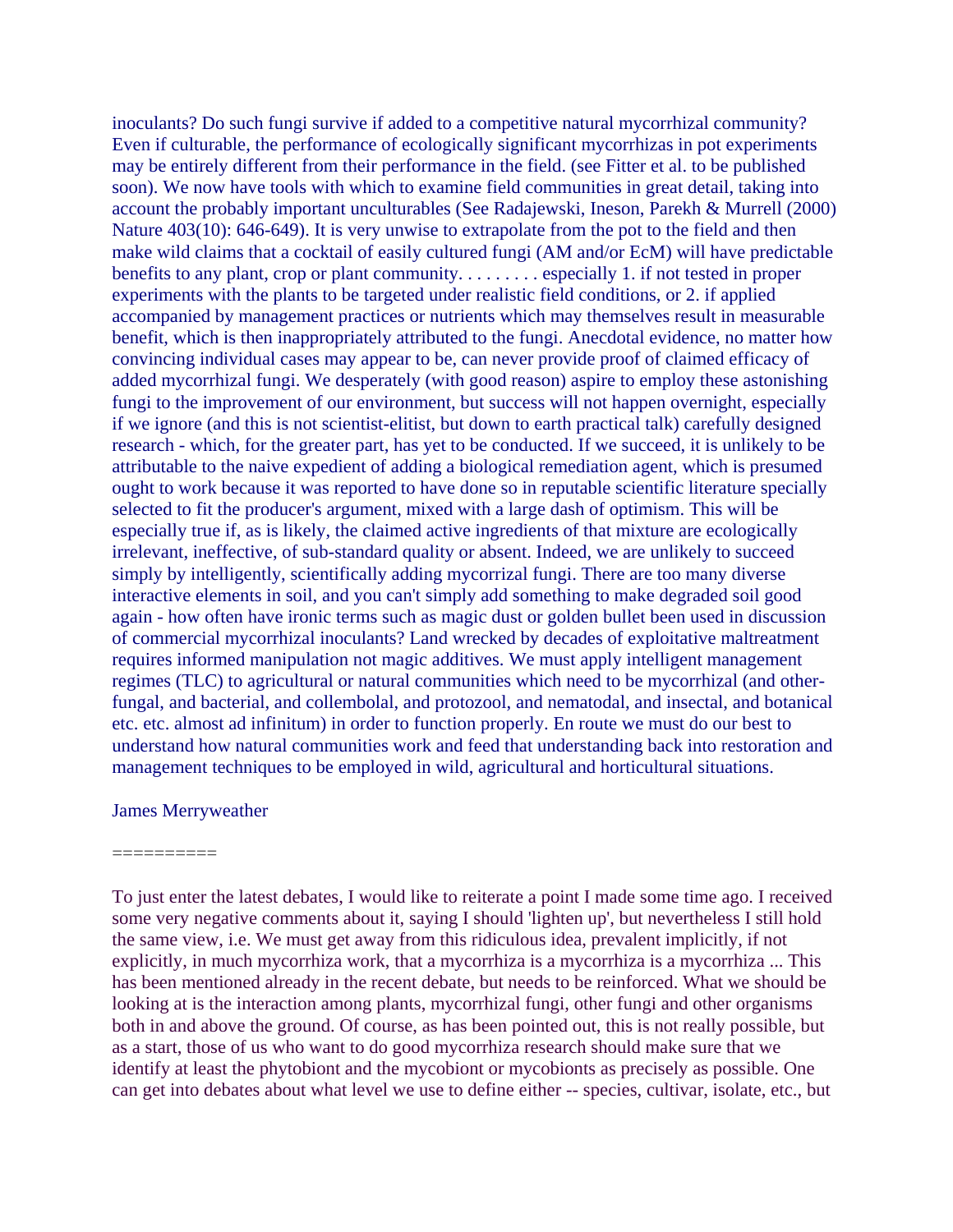inoculants? Do such fungi survive if added to a competitive natural mycorrhizal community? Even if culturable, the performance of ecologically significant mycorrhizas in pot experiments may be entirely different from their performance in the field. (see Fitter et al. to be published soon). We now have tools with which to examine field communities in great detail, taking into account the probably important unculturables (See Radajewski, Ineson, Parekh & Murrell (2000) Nature 403(10): 646-649). It is very unwise to extrapolate from the pot to the field and then make wild claims that a cocktail of easily cultured fungi (AM and/or EcM) will have predictable benefits to any plant, crop or plant community. . . . . . . . . especially 1. if not tested in proper experiments with the plants to be targeted under realistic field conditions, or 2. if applied accompanied by management practices or nutrients which may themselves result in measurable benefit, which is then inappropriately attributed to the fungi. Anecdotal evidence, no matter how convincing individual cases may appear to be, can never provide proof of claimed efficacy of added mycorrhizal fungi. We desperately (with good reason) aspire to employ these astonishing fungi to the improvement of our environment, but success will not happen overnight, especially if we ignore (and this is not scientist-elitist, but down to earth practical talk) carefully designed research - which, for the greater part, has yet to be conducted. If we succeed, it is unlikely to be attributable to the naive expedient of adding a biological remediation agent, which is presumed ought to work because it was reported to have done so in reputable scientific literature specially selected to fit the producer's argument, mixed with a large dash of optimism. This will be especially true if, as is likely, the claimed active ingredients of that mixture are ecologically irrelevant, ineffective, of sub-standard quality or absent. Indeed, we are unlikely to succeed simply by intelligently, scientifically adding mycorrizal fungi. There are too many diverse interactive elements in soil, and you can't simply add something to make degraded soil good again - how often have ironic terms such as magic dust or golden bullet been used in discussion of commercial mycorrhizal inoculants? Land wrecked by decades of exploitative maltreatment requires informed manipulation not magic additives. We must apply intelligent management regimes (TLC) to agricultural or natural communities which need to be mycorrhizal (and other-fungal, and bacterial, and collembolal, and protozool, and nematodal, and insectal, and botanical etc. etc. almost ad infinitum) in order to function properly. En route we must do our best to understand how natural communities work and feed that understanding back into restoration and management techniques to be employed in wild, agricultural and horticultural situations.

James Merryweather

==========

To just enter the latest debates, I would like to reiterate a point I made some time ago. I received some very negative comments about it, saying I should 'lighten up', but nevertheless I still hold the same view, i.e. We must get away from this ridiculous idea, prevalent implicitly, if not explicitly, in much mycorrhiza work, that a mycorrhiza is a mycorrhiza is a mycorrhiza ... This has been mentioned already in the recent debate, but needs to be reinforced. What we should be looking at is the interaction among plants, mycorrhizal fungi, other fungi and other organisms both in and above the ground. Of course, as has been pointed out, this is not really possible, but as a start, those of us who want to do good mycorrhiza research should make sure that we identify at least the phytobiont and the mycobiont or mycobionts as precisely as possible. One can get into debates about what level we use to define either -- species, cultivar, isolate, etc., but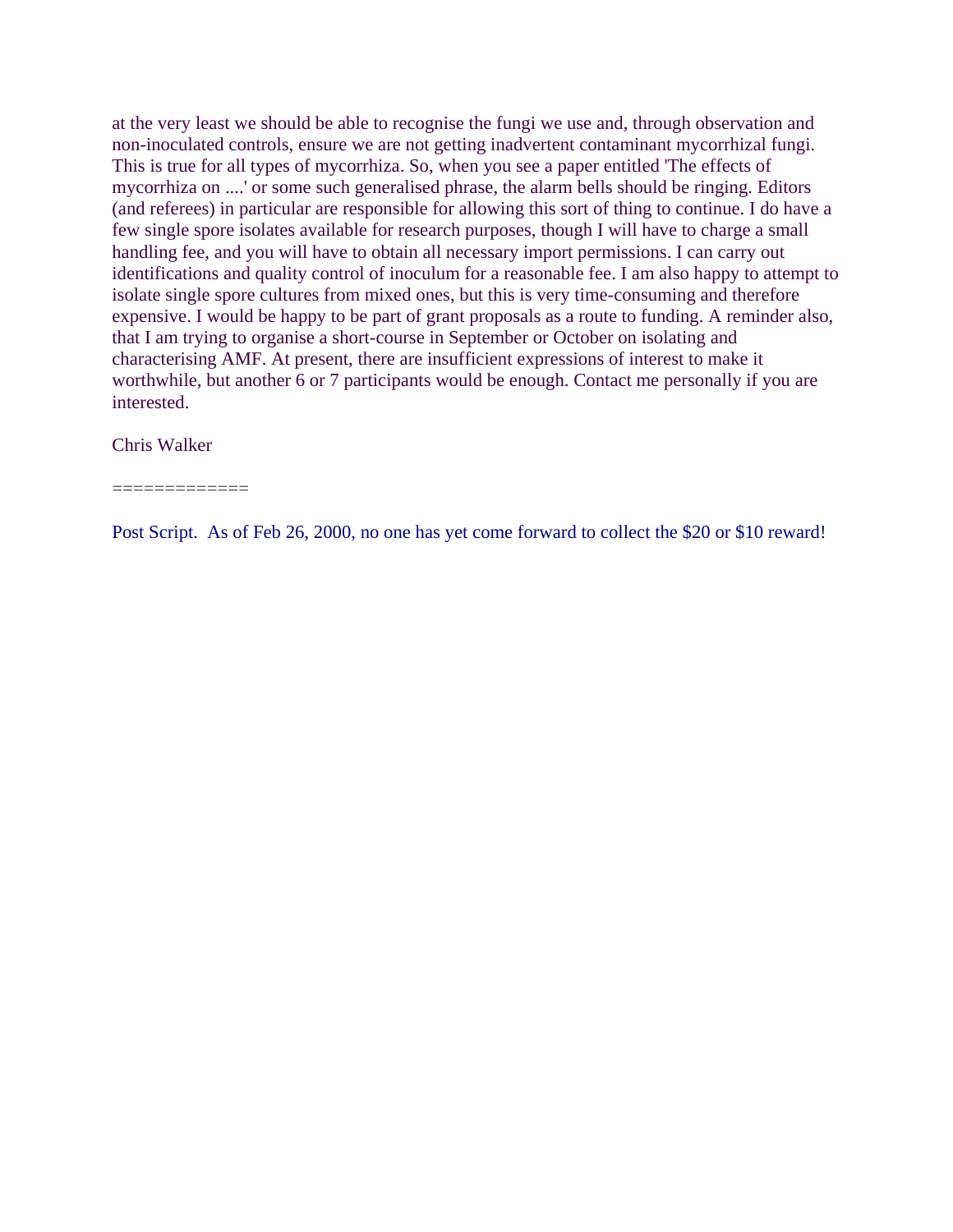at the very least we should be able to recognise the fungi we use and, through observation and non-inoculated controls, ensure we are not getting inadvertent contaminant mycorrhizal fungi. This is true for all types of mycorrhiza. So, when you see a paper entitled 'The effects of mycorrhiza on ....' or some such generalised phrase, the alarm bells should be ringing. Editors (and referees) in particular are responsible for allowing this sort of thing to continue. I do have a few single spore isolates available for research purposes, though I will have to charge a small handling fee, and you will have to obtain all necessary import permissions. I can carry out identifications and quality control of inoculum for a reasonable fee. I am also happy to attempt to isolate single spore cultures from mixed ones, but this is very time-consuming and therefore expensive. I would be happy to be part of grant proposals as a route to funding. A reminder also, that I am trying to organise a short-course in September or October on isolating and characterising AMF. At present, there are insufficient expressions of interest to make it worthwhile, but another 6 or 7 participants would be enough. Contact me personally if you are interested.

Chris Walker

============

Post Script. As of Feb 26, 2000, no one has yet come forward to collect the $20 or $10 reward!